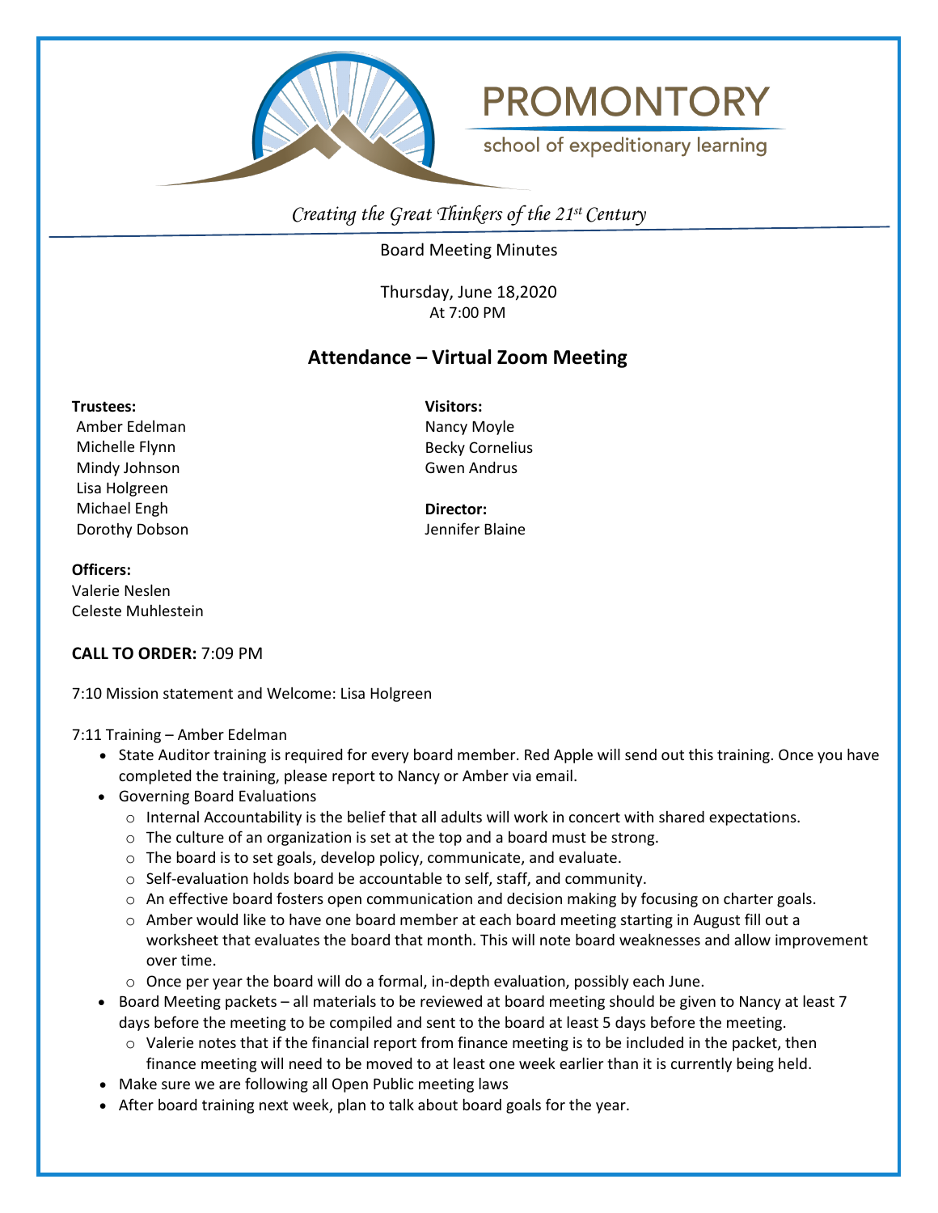# PROMONTORY

school of expeditionary learning

*Creating the Great Thinkers of the 21st Century*

Board Meeting Minutes

Thursday, June 18,2020
At 7:00 PM

## Attendance – Virtual Zoom Meeting

**Trustees:**
Amber Edelman
Michelle Flynn
Mindy Johnson
Lisa Holgreen
Michael Engh
Dorothy Dobson

**Visitors:**
Nancy Moyle
Becky Cornelius
Gwen Andrus

**Director:**
Jennifer Blaine

**Officers:**
Valerie Neslen
Celeste Muhlestein

**CALL TO ORDER:** 7:09 PM

7:10 Mission statement and Welcome: Lisa Holgreen

7:11 Training – Amber Edelman

- State Auditor training is required for every board member. Red Apple will send out this training. Once you have completed the training, please report to Nancy or Amber via email.
- Governing Board Evaluations
  - Internal Accountability is the belief that all adults will work in concert with shared expectations.
  - The culture of an organization is set at the top and a board must be strong.
  - The board is to set goals, develop policy, communicate, and evaluate.
  - Self-evaluation holds board be accountable to self, staff, and community.
  - An effective board fosters open communication and decision making by focusing on charter goals.
  - Amber would like to have one board member at each board meeting starting in August fill out a worksheet that evaluates the board that month. This will note board weaknesses and allow improvement over time.
  - Once per year the board will do a formal, in-depth evaluation, possibly each June.
- Board Meeting packets – all materials to be reviewed at board meeting should be given to Nancy at least 7 days before the meeting to be compiled and sent to the board at least 5 days before the meeting.
  - Valerie notes that if the financial report from finance meeting is to be included in the packet, then finance meeting will need to be moved to at least one week earlier than it is currently being held.
- Make sure we are following all Open Public meeting laws
- After board training next week, plan to talk about board goals for the year.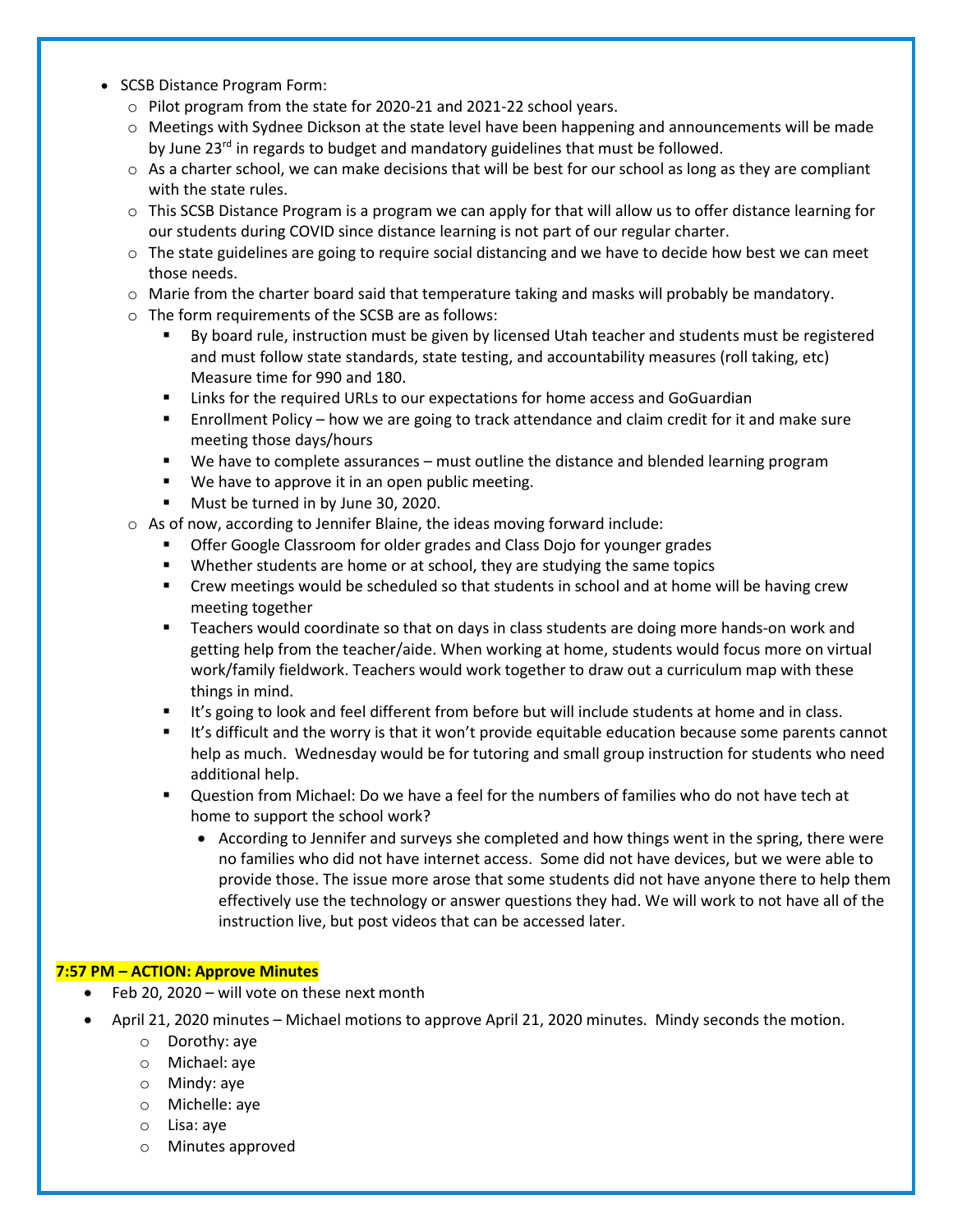- SCSB Distance Program Form:
  - Pilot program from the state for 2020-21 and 2021-22 school years.
  - Meetings with Sydnee Dickson at the state level have been happening and announcements will be made by June 23rd in regards to budget and mandatory guidelines that must be followed.
  - As a charter school, we can make decisions that will be best for our school as long as they are compliant with the state rules.
  - This SCSB Distance Program is a program we can apply for that will allow us to offer distance learning for our students during COVID since distance learning is not part of our regular charter.
  - The state guidelines are going to require social distancing and we have to decide how best we can meet those needs.
  - Marie from the charter board said that temperature taking and masks will probably be mandatory.
  - The form requirements of the SCSB are as follows:
    - By board rule, instruction must be given by licensed Utah teacher and students must be registered and must follow state standards, state testing, and accountability measures (roll taking, etc) Measure time for 990 and 180.
    - Links for the required URLs to our expectations for home access and GoGuardian
    - Enrollment Policy – how we are going to track attendance and claim credit for it and make sure meeting those days/hours
    - We have to complete assurances – must outline the distance and blended learning program
    - We have to approve it in an open public meeting.
    - Must be turned in by June 30, 2020.
  - As of now, according to Jennifer Blaine, the ideas moving forward include:
    - Offer Google Classroom for older grades and Class Dojo for younger grades
    - Whether students are home or at school, they are studying the same topics
    - Crew meetings would be scheduled so that students in school and at home will be having crew meeting together
    - Teachers would coordinate so that on days in class students are doing more hands-on work and getting help from the teacher/aide. When working at home, students would focus more on virtual work/family fieldwork. Teachers would work together to draw out a curriculum map with these things in mind.
    - It's going to look and feel different from before but will include students at home and in class.
    - It's difficult and the worry is that it won't provide equitable education because some parents cannot help as much. Wednesday would be for tutoring and small group instruction for students who need additional help.
    - Question from Michael: Do we have a feel for the numbers of families who do not have tech at home to support the school work?
      - According to Jennifer and surveys she completed and how things went in the spring, there were no families who did not have internet access. Some did not have devices, but we were able to provide those. The issue more arose that some students did not have anyone there to help them effectively use the technology or answer questions they had. We will work to not have all of the instruction live, but post videos that can be accessed later.

**7:57 PM – ACTION: Approve Minutes**

- Feb 20, 2020 – will vote on these next month
- April 21, 2020 minutes – Michael motions to approve April 21, 2020 minutes. Mindy seconds the motion.
  - Dorothy: aye
  - Michael: aye
  - Mindy: aye
  - Michelle: aye
  - Lisa: aye
  - Minutes approved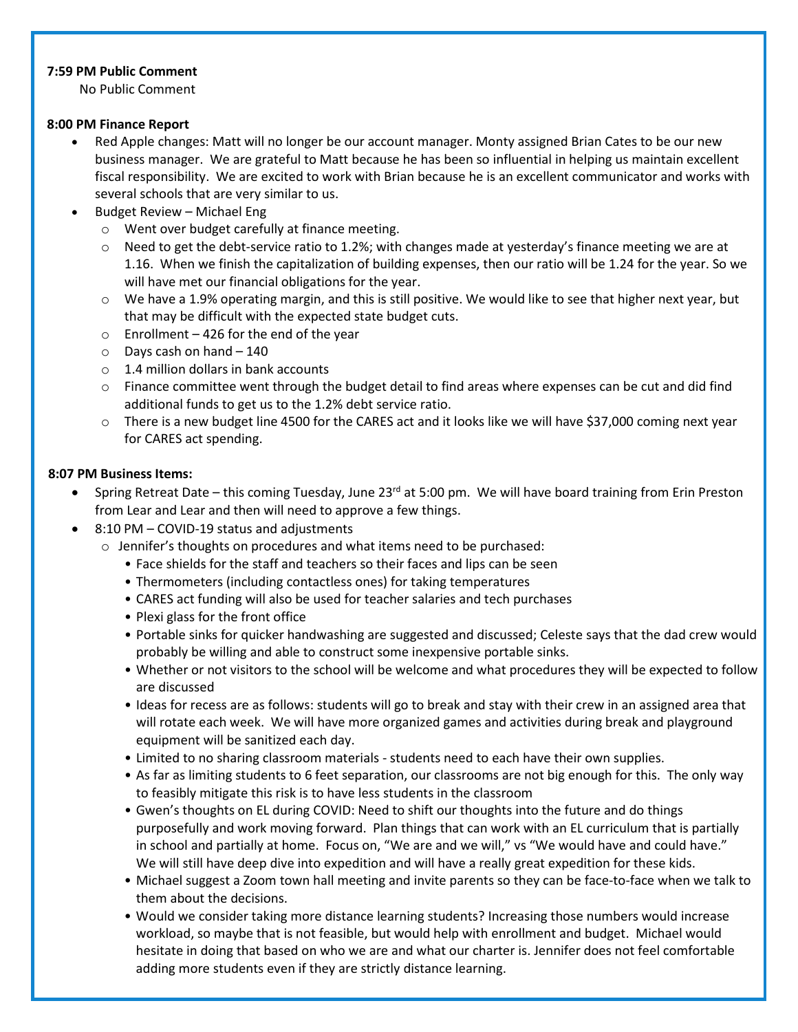**7:59 PM Public Comment**

No Public Comment

**8:00 PM Finance Report**

- Red Apple changes: Matt will no longer be our account manager. Monty assigned Brian Cates to be our new business manager. We are grateful to Matt because he has been so influential in helping us maintain excellent fiscal responsibility. We are excited to work with Brian because he is an excellent communicator and works with several schools that are very similar to us.
- Budget Review – Michael Eng
  - Went over budget carefully at finance meeting.
  - Need to get the debt-service ratio to 1.2%; with changes made at yesterday's finance meeting we are at 1.16. When we finish the capitalization of building expenses, then our ratio will be 1.24 for the year. So we will have met our financial obligations for the year.
  - We have a 1.9% operating margin, and this is still positive. We would like to see that higher next year, but that may be difficult with the expected state budget cuts.
  - Enrollment – 426 for the end of the year
  - Days cash on hand – 140
  - 1.4 million dollars in bank accounts
  - Finance committee went through the budget detail to find areas where expenses can be cut and did find additional funds to get us to the 1.2% debt service ratio.
  - There is a new budget line 4500 for the CARES act and it looks like we will have $37,000 coming next year for CARES act spending.

**8:07 PM Business Items:**

- Spring Retreat Date – this coming Tuesday, June 23rd at 5:00 pm. We will have board training from Erin Preston from Lear and Lear and then will need to approve a few things.
- 8:10 PM – COVID-19 status and adjustments
  - Jennifer's thoughts on procedures and what items need to be purchased:
    - Face shields for the staff and teachers so their faces and lips can be seen
    - Thermometers (including contactless ones) for taking temperatures
    - CARES act funding will also be used for teacher salaries and tech purchases
    - Plexi glass for the front office
    - Portable sinks for quicker handwashing are suggested and discussed; Celeste says that the dad crew would probably be willing and able to construct some inexpensive portable sinks.
    - Whether or not visitors to the school will be welcome and what procedures they will be expected to follow are discussed
    - Ideas for recess are as follows: students will go to break and stay with their crew in an assigned area that will rotate each week. We will have more organized games and activities during break and playground equipment will be sanitized each day.
    - Limited to no sharing classroom materials - students need to each have their own supplies.
    - As far as limiting students to 6 feet separation, our classrooms are not big enough for this. The only way to feasibly mitigate this risk is to have less students in the classroom
    - Gwen's thoughts on EL during COVID: Need to shift our thoughts into the future and do things purposefully and work moving forward. Plan things that can work with an EL curriculum that is partially in school and partially at home. Focus on, "We are and we will," vs "We would have and could have." We will still have deep dive into expedition and will have a really great expedition for these kids.
    - Michael suggest a Zoom town hall meeting and invite parents so they can be face-to-face when we talk to them about the decisions.
    - Would we consider taking more distance learning students? Increasing those numbers would increase workload, so maybe that is not feasible, but would help with enrollment and budget. Michael would hesitate in doing that based on who we are and what our charter is. Jennifer does not feel comfortable adding more students even if they are strictly distance learning.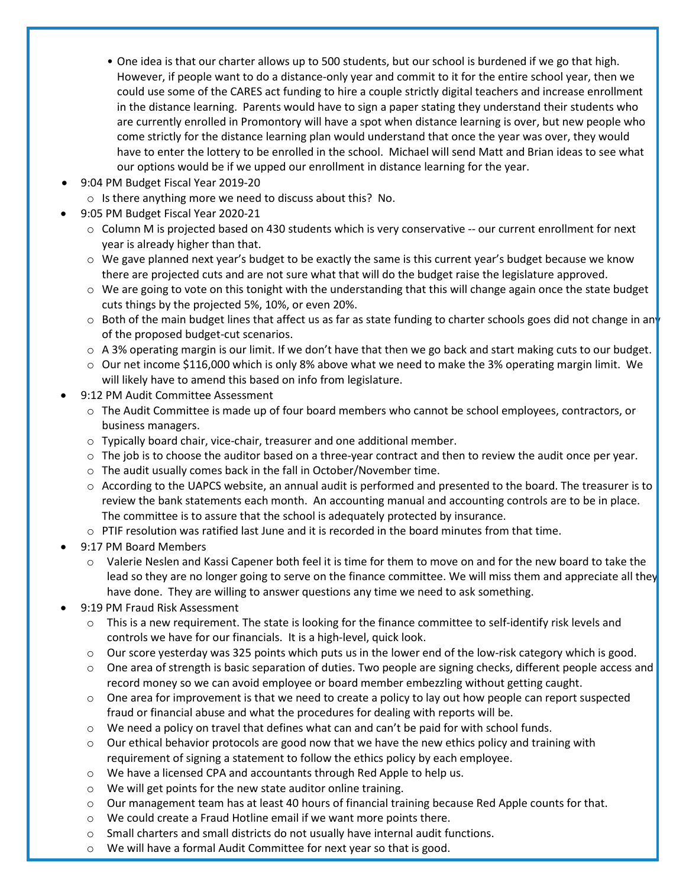- One idea is that our charter allows up to 500 students, but our school is burdened if we go that high. However, if people want to do a distance-only year and commit to it for the entire school year, then we could use some of the CARES act funding to hire a couple strictly digital teachers and increase enrollment in the distance learning. Parents would have to sign a paper stating they understand their students who are currently enrolled in Promontory will have a spot when distance learning is over, but new people who come strictly for the distance learning plan would understand that once the year was over, they would have to enter the lottery to be enrolled in the school. Michael will send Matt and Brian ideas to see what our options would be if we upped our enrollment in distance learning for the year.

- 9:04 PM Budget Fiscal Year 2019-20
  - Is there anything more we need to discuss about this? No.
- 9:05 PM Budget Fiscal Year 2020-21
  - Column M is projected based on 430 students which is very conservative -- our current enrollment for next year is already higher than that.
  - We gave planned next year's budget to be exactly the same is this current year's budget because we know there are projected cuts and are not sure what that will do the budget raise the legislature approved.
  - We are going to vote on this tonight with the understanding that this will change again once the state budget cuts things by the projected 5%, 10%, or even 20%.
  - Both of the main budget lines that affect us as far as state funding to charter schools goes did not change in any of the proposed budget-cut scenarios.
  - A 3% operating margin is our limit. If we don't have that then we go back and start making cuts to our budget.
  - Our net income $116,000 which is only 8% above what we need to make the 3% operating margin limit. We will likely have to amend this based on info from legislature.
- 9:12 PM Audit Committee Assessment
  - The Audit Committee is made up of four board members who cannot be school employees, contractors, or business managers.
  - Typically board chair, vice-chair, treasurer and one additional member.
  - The job is to choose the auditor based on a three-year contract and then to review the audit once per year.
  - The audit usually comes back in the fall in October/November time.
  - According to the UAPCS website, an annual audit is performed and presented to the board. The treasurer is to review the bank statements each month. An accounting manual and accounting controls are to be in place. The committee is to assure that the school is adequately protected by insurance.
  - PTIF resolution was ratified last June and it is recorded in the board minutes from that time.
- 9:17 PM Board Members
  - Valerie Neslen and Kassi Capener both feel it is time for them to move on and for the new board to take the lead so they are no longer going to serve on the finance committee. We will miss them and appreciate all they have done. They are willing to answer questions any time we need to ask something.
- 9:19 PM Fraud Risk Assessment
  - This is a new requirement. The state is looking for the finance committee to self-identify risk levels and controls we have for our financials. It is a high-level, quick look.
  - Our score yesterday was 325 points which puts us in the lower end of the low-risk category which is good.
  - One area of strength is basic separation of duties. Two people are signing checks, different people access and record money so we can avoid employee or board member embezzling without getting caught.
  - One area for improvement is that we need to create a policy to lay out how people can report suspected fraud or financial abuse and what the procedures for dealing with reports will be.
  - We need a policy on travel that defines what can and can't be paid for with school funds.
  - Our ethical behavior protocols are good now that we have the new ethics policy and training with requirement of signing a statement to follow the ethics policy by each employee.
  - We have a licensed CPA and accountants through Red Apple to help us.
  - We will get points for the new state auditor online training.
  - Our management team has at least 40 hours of financial training because Red Apple counts for that.
  - We could create a Fraud Hotline email if we want more points there.
  - Small charters and small districts do not usually have internal audit functions.
  - We will have a formal Audit Committee for next year so that is good.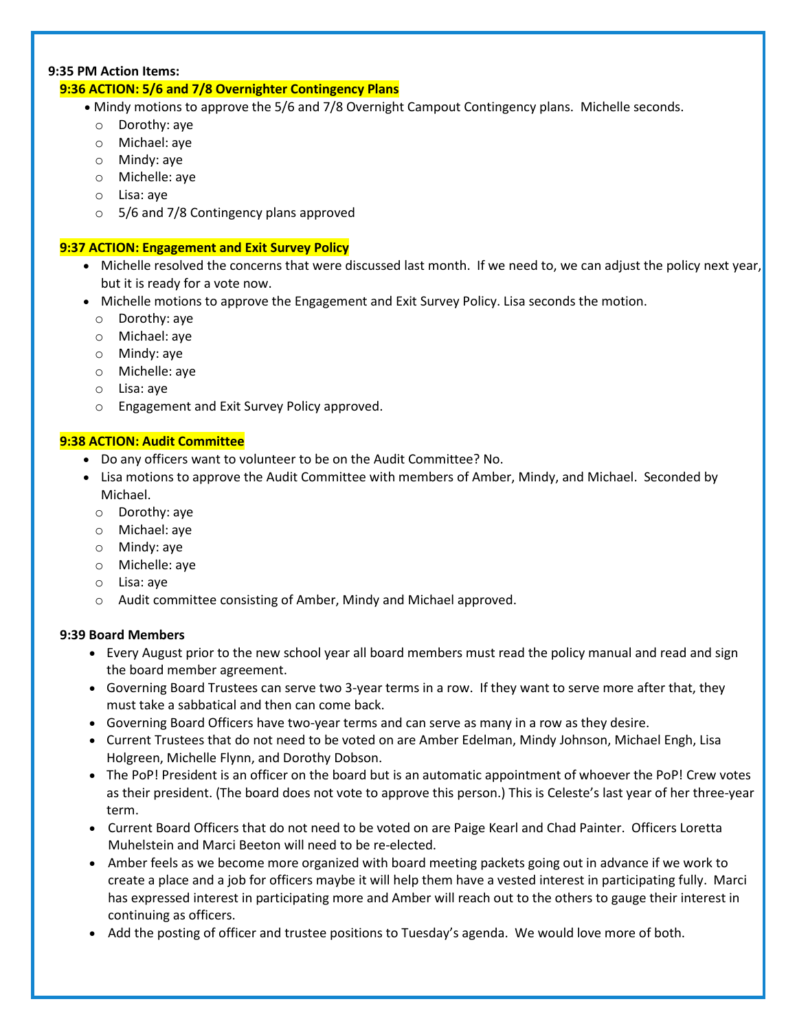**9:35 PM Action Items:**

**9:36 ACTION: 5/6 and 7/8 Overnighter Contingency Plans**

- Mindy motions to approve the 5/6 and 7/8 Overnight Campout Contingency plans. Michelle seconds.
  - Dorothy: aye
  - Michael: aye
  - Mindy: aye
  - Michelle: aye
  - Lisa: aye
  - 5/6 and 7/8 Contingency plans approved

**9:37 ACTION: Engagement and Exit Survey Policy**

- Michelle resolved the concerns that were discussed last month. If we need to, we can adjust the policy next year, but it is ready for a vote now.
- Michelle motions to approve the Engagement and Exit Survey Policy. Lisa seconds the motion.
  - Dorothy: aye
  - Michael: aye
  - Mindy: aye
  - Michelle: aye
  - Lisa: aye
  - Engagement and Exit Survey Policy approved.

**9:38 ACTION: Audit Committee**

- Do any officers want to volunteer to be on the Audit Committee? No.
- Lisa motions to approve the Audit Committee with members of Amber, Mindy, and Michael. Seconded by Michael.
  - Dorothy: aye
  - Michael: aye
  - Mindy: aye
  - Michelle: aye
  - Lisa: aye
  - Audit committee consisting of Amber, Mindy and Michael approved.

**9:39 Board Members**

- Every August prior to the new school year all board members must read the policy manual and read and sign the board member agreement.
- Governing Board Trustees can serve two 3-year terms in a row. If they want to serve more after that, they must take a sabbatical and then can come back.
- Governing Board Officers have two-year terms and can serve as many in a row as they desire.
- Current Trustees that do not need to be voted on are Amber Edelman, Mindy Johnson, Michael Engh, Lisa Holgreen, Michelle Flynn, and Dorothy Dobson.
- The PoP! President is an officer on the board but is an automatic appointment of whoever the PoP! Crew votes as their president. (The board does not vote to approve this person.) This is Celeste's last year of her three-year term.
- Current Board Officers that do not need to be voted on are Paige Kearl and Chad Painter. Officers Loretta Muhelstein and Marci Beeton will need to be re-elected.
- Amber feels as we become more organized with board meeting packets going out in advance if we work to create a place and a job for officers maybe it will help them have a vested interest in participating fully. Marci has expressed interest in participating more and Amber will reach out to the others to gauge their interest in continuing as officers.
- Add the posting of officer and trustee positions to Tuesday's agenda. We would love more of both.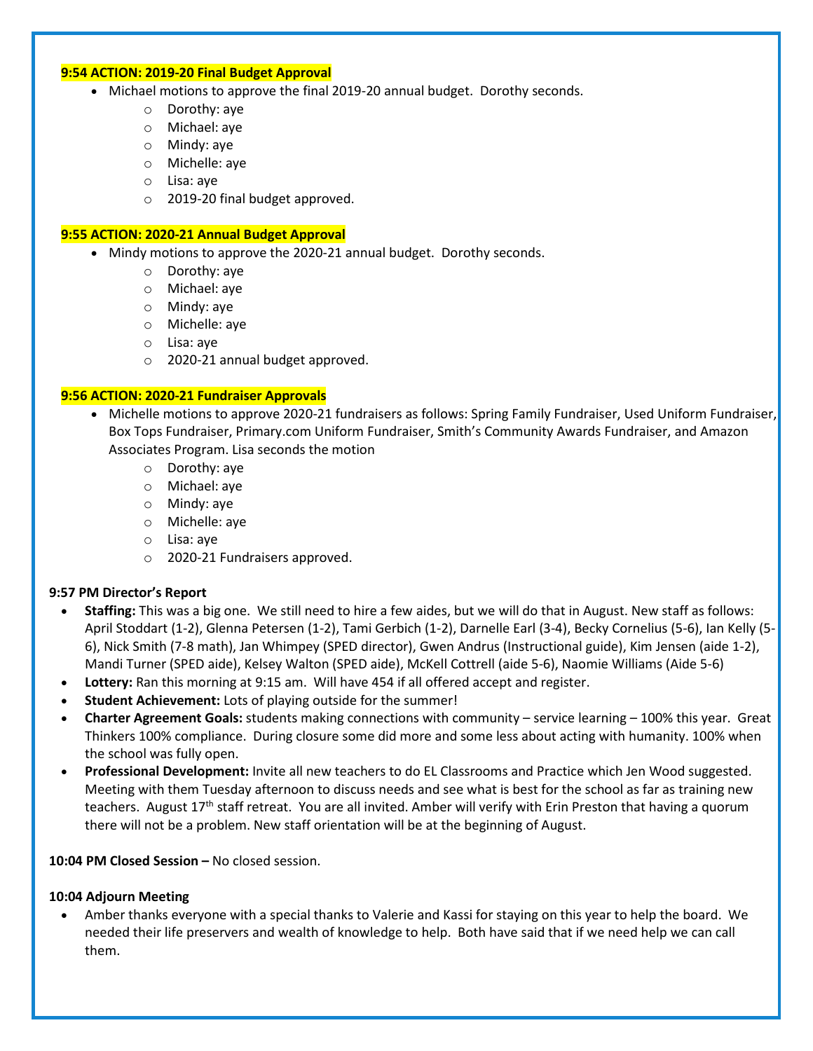**9:54 ACTION: 2019-20 Final Budget Approval**

- Michael motions to approve the final 2019-20 annual budget. Dorothy seconds.
  - Dorothy: aye
  - Michael: aye
  - Mindy: aye
  - Michelle: aye
  - Lisa: aye
  - 2019-20 final budget approved.

**9:55 ACTION: 2020-21 Annual Budget Approval**

- Mindy motions to approve the 2020-21 annual budget. Dorothy seconds.
  - Dorothy: aye
  - Michael: aye
  - Mindy: aye
  - Michelle: aye
  - Lisa: aye
  - 2020-21 annual budget approved.

**9:56 ACTION: 2020-21 Fundraiser Approvals**

- Michelle motions to approve 2020-21 fundraisers as follows: Spring Family Fundraiser, Used Uniform Fundraiser, Box Tops Fundraiser, Primary.com Uniform Fundraiser, Smith's Community Awards Fundraiser, and Amazon Associates Program. Lisa seconds the motion
  - Dorothy: aye
  - Michael: aye
  - Mindy: aye
  - Michelle: aye
  - Lisa: aye
  - 2020-21 Fundraisers approved.

**9:57 PM Director's Report**

- **Staffing:** This was a big one. We still need to hire a few aides, but we will do that in August. New staff as follows: April Stoddart (1-2), Glenna Petersen (1-2), Tami Gerbich (1-2), Darnelle Earl (3-4), Becky Cornelius (5-6), Ian Kelly (5-6), Nick Smith (7-8 math), Jan Whimpey (SPED director), Gwen Andrus (Instructional guide), Kim Jensen (aide 1-2), Mandi Turner (SPED aide), Kelsey Walton (SPED aide), McKell Cottrell (aide 5-6), Naomie Williams (Aide 5-6)
- **Lottery:** Ran this morning at 9:15 am. Will have 454 if all offered accept and register.
- **Student Achievement:** Lots of playing outside for the summer!
- **Charter Agreement Goals:** students making connections with community – service learning – 100% this year. Great Thinkers 100% compliance. During closure some did more and some less about acting with humanity. 100% when the school was fully open.
- **Professional Development:** Invite all new teachers to do EL Classrooms and Practice which Jen Wood suggested. Meeting with them Tuesday afternoon to discuss needs and see what is best for the school as far as training new teachers. August 17th staff retreat. You are all invited. Amber will verify with Erin Preston that having a quorum there will not be a problem. New staff orientation will be at the beginning of August.

**10:04 PM Closed Session –** No closed session.

**10:04 Adjourn Meeting**

- Amber thanks everyone with a special thanks to Valerie and Kassi for staying on this year to help the board. We needed their life preservers and wealth of knowledge to help. Both have said that if we need help we can call them.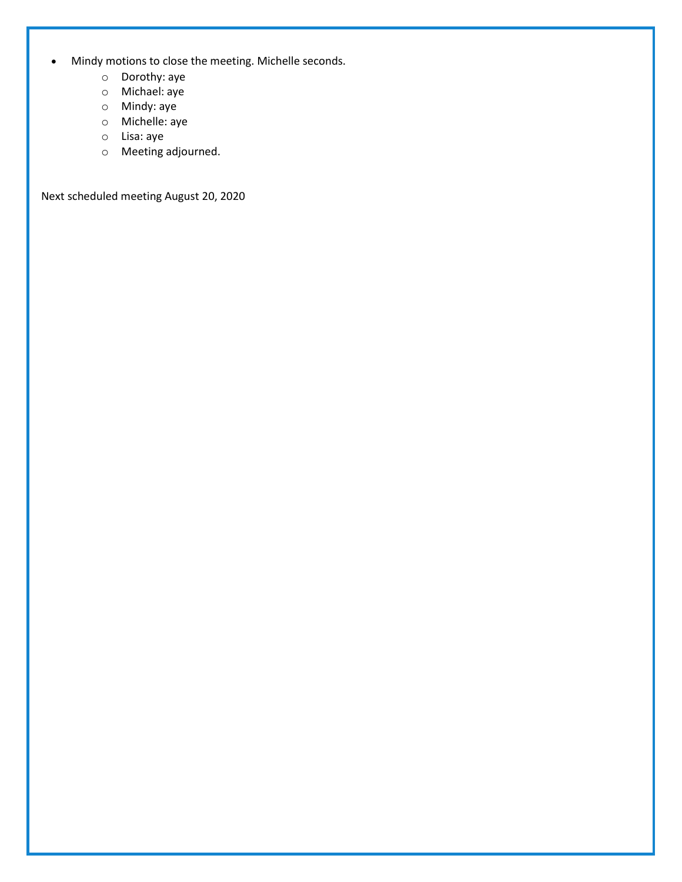- Mindy motions to close the meeting. Michelle seconds.
    - Dorothy: aye
    - Michael: aye
    - Mindy: aye
    - Michelle: aye
    - Lisa: aye
    - Meeting adjourned.

Next scheduled meeting August 20, 2020